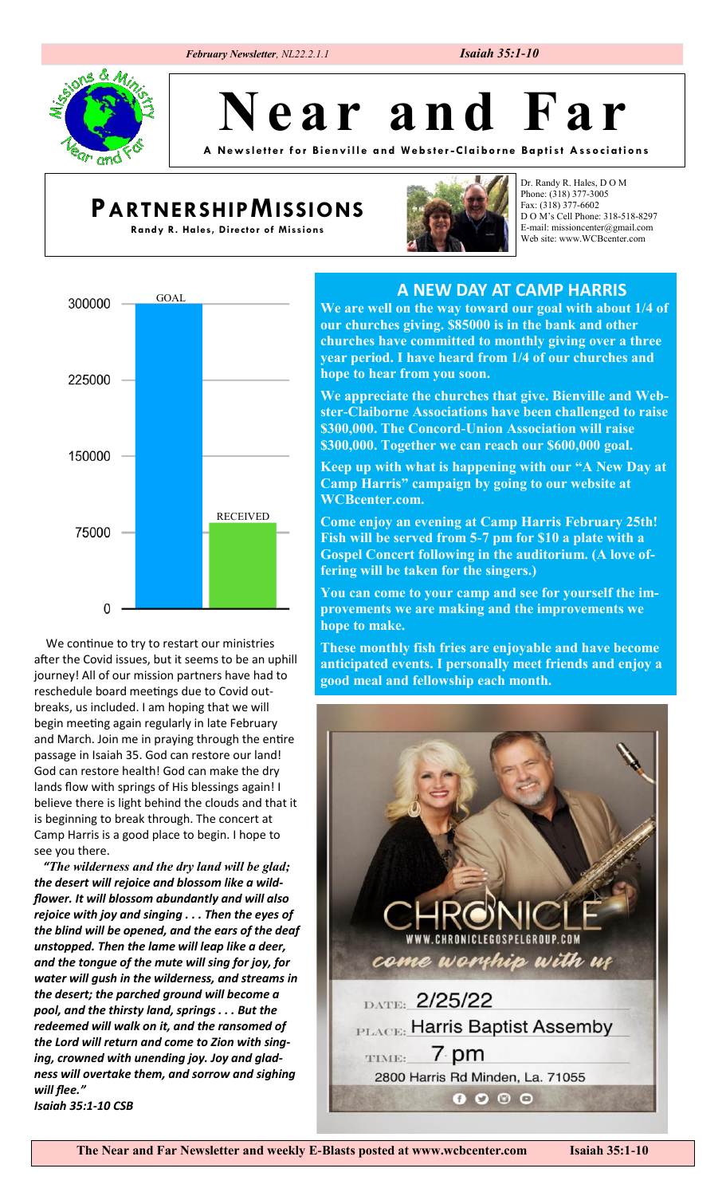*February Newsletter, NL22.2.1.1* *Isaiah 35:1-10*

# Near and Far

**A Newsletter for Bienville and Webster-Claiborne Baptist Associations**

## PARTNERSHIP MISSIONS

**Randy R. Hales, Director of Missions**

Dr. Randy R. Hales, D O M
Phone: (318) 377-3005
Fax: (318) 377-6602
D O M's Cell Phone: 318-518-8297
E-mail: missioncenter@gmail.com
Web site: www.WCBcenter.com

| | Amount |
|---|---|
| GOAL | 300000 |
| RECEIVED | 85000 |

We continue to try to restart our ministries after the Covid issues, but it seems to be an uphill journey! All of our mission partners have had to reschedule board meetings due to Covid outbreaks, us included. I am hoping that we will begin meeting again regularly in late February and March. Join me in praying through the entire passage in Isaiah 35. God can restore our land! God can restore health! God can make the dry lands flow with springs of His blessings again! I believe there is light behind the clouds and that it is beginning to break through. The concert at Camp Harris is a good place to begin. I hope to see you there.

***"The wilderness and the dry land will be glad; the desert will rejoice and blossom like a wildflower. It will blossom abundantly and will also rejoice with joy and singing . . . Then the eyes of the blind will be opened, and the ears of the deaf unstopped. Then the lame will leap like a deer, and the tongue of the mute will sing for joy, for water will gush in the wilderness, and streams in the desert; the parched ground will become a pool, and the thirsty land, springs . . . But the redeemed will walk on it, and the ransomed of the Lord will return and come to Zion with singing, crowned with unending joy. Joy and gladness will overtake them, and sorrow and sighing will flee."***
***Isaiah 35:1-10 CSB***

## A NEW DAY AT CAMP HARRIS

**We are well on the way toward our goal with about 1/4 of our churches giving. $85000 is in the bank and other churches have committed to monthly giving over a three year period. I have heard from 1/4 of our churches and hope to hear from you soon.**

**We appreciate the churches that give. Bienville and Webster-Claiborne Associations have been challenged to raise $300,000. The Concord-Union Association will raise $300,000. Together we can reach our $600,000 goal.**

**Keep up with what is happening with our "A New Day at Camp Harris" campaign by going to our website at WCBcenter.com.**

**Come enjoy an evening at Camp Harris February 25th! Fish will be served from 5-7 pm for $10 a plate with a Gospel Concert following in the auditorium. (A love offering will be taken for the singers.)**

**You can come to your camp and see for yourself the improvements we are making and the improvements we hope to make.**

**These monthly fish fries are enjoyable and have become anticipated events. I personally meet friends and enjoy a good meal and fellowship each month.**

CHRONICLE
WWW.CHRONICLEGOSPELGROUP.COM
*come worship with us*

DATE: 2/25/22
PLACE: Harris Baptist Assemby
TIME: 7 pm
2800 Harris Rd Minden, La. 71055

**The Near and Far Newsletter and weekly E-Blasts posted at www.webcenter.com** **Isaiah 35:1-10**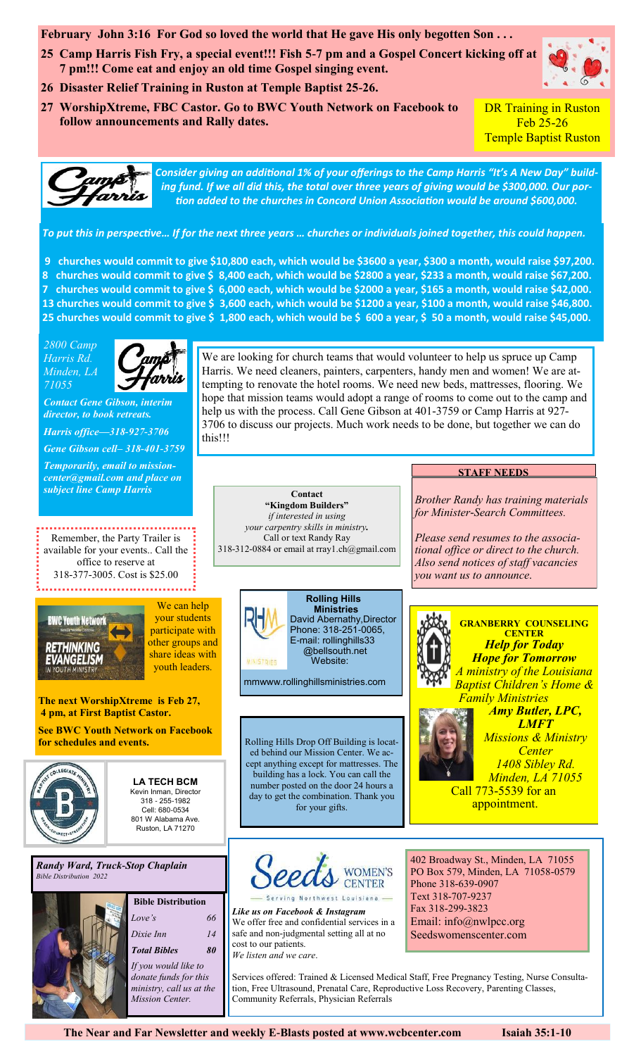**February John 3:16 For God so loved the world that He gave His only begotten Son . . .**

**25 Camp Harris Fish Fry, a special event!!! Fish 5-7 pm and a Gospel Concert kicking off at 7 pm!!! Come eat and enjoy an old time Gospel singing event.**

**26 Disaster Relief Training in Ruston at Temple Baptist 25-26.**

**27 WorshipXtreme, FBC Castor. Go to BWC Youth Network on Facebook to follow announcements and Rally dates.**

DR Training in Ruston
Feb 25-26
Temple Baptist Ruston

***Consider giving an additional 1% of your offerings to the Camp Harris "It's A New Day" building fund. If we all did this, the total over three years of giving would be $300,000. Our portion added to the churches in Concord Union Association would be around $600,000.***

*To put this in perspective… If for the next three years … churches or individuals joined together, this could happen.*

**9 churches would commit to give $10,800 each, which would be $3600 a year, $300 a month, would raise $97,200.**
**8 churches would commit to give $ 8,400 each, which would be $2800 a year, $233 a month, would raise $67,200.**
**7 churches would commit to give $ 6,000 each, which would be $2000 a year, $165 a month, would raise $42,000.**
**13 churches would commit to give $ 3,600 each, which would be $1200 a year, $100 a month, would raise $46,800.**
**25 churches would commit to give $ 1,800 each, which would be $ 600 a year, $ 50 a month, would raise $45,000.**

*2800 Camp Harris Rd. Minden, LA 71055*

***Contact Gene Gibson, interim director, to book retreats.***

***Harris office—318-927-3706***

***Gene Gibson cell– 318-401-3759***

***Temporarily, email to missioncenter@gmail.com and place on subject line Camp Harris***

We are looking for church teams that would volunteer to help us spruce up Camp Harris. We need cleaners, painters, carpenters, handy men and women! We are attempting to renovate the hotel rooms. We need new beds, mattresses, flooring. We hope that mission teams would adopt a range of rooms to come out to the camp and help us with the process. Call Gene Gibson at 401-3759 or Camp Harris at 927-3706 to discuss our projects. Much work needs to be done, but together we can do this!!!

Remember, the Party Trailer is available for your events.. Call the office to reserve at 318-377-3005. Cost is $25.00

**Contact**
**"Kingdom Builders"**
*if interested in using your carpentry skills in ministry.*
Call or text Randy Ray
318-312-0884 or email at rray1.ch@gmail.com

**STAFF NEEDS**

*Brother Randy has training materials for Minister-Search Committees.*

*Please send resumes to the associational office or direct to the church. Also send notices of staff vacancies you want us to announce.*

We can help your students participate with other groups and share ideas with youth leaders.

**The next WorshipXtreme is Feb 27, 4 pm, at First Baptist Castor.**

**See BWC Youth Network on Facebook for schedules and events.**

**Rolling Hills Ministries**
David Abernathy,Director
Phone: 318-251-0065,
E-mail: rollinghills33@bellsouth.net
Website:
mmwww.rollinghillsministries.com

Rolling Hills Drop Off Building is located behind our Mission Center. We accept anything except for mattresses. The building has a lock. You can call the number posted on the door 24 hours a day to get the combination. Thank you for your gifts.

**GRANBERRY COUNSELING CENTER**
***Help for Today***
***Hope for Tomorrow***
*A ministry of the Louisiana Baptist Children's Home & Family Ministries*
***Amy Butler, LPC, LMFT***
*Missions & Ministry Center*
*1408 Sibley Rd.*
*Minden, LA 71055*
Call 773-5539 for an appointment.

**LA TECH BCM**
Kevin Inman, Director
318 - 255-1982
Cell: 680-0534
801 W Alabama Ave.
Ruston, LA 71270

***Randy Ward, Truck-Stop Chaplain***
*Bible Distribution 2022*

| **Bible Distribution** | |
|---|---|
| *Love's* | *66* |
| *Dixie Inn* | *14* |
| ***Total Bibles*** | ***80*** |

*If you would like to donate funds for this ministry, call us at the Mission Center.*

**Seeds WOMEN'S CENTER** — Serving Northwest Louisiana —

***Like us on Facebook & Instagram***
We offer free and confidential services in a safe and non-judgmental setting all at no cost to our patients.
*We listen and we care.*

402 Broadway St., Minden, LA 71055
PO Box 579, Minden, LA 71058-0579
Phone 318-639-0907
Text 318-707-9237
Fax 318-299-3823
Email: info@nwlpcc.org
Seedswomenscenter.com

Services offered: Trained & Licensed Medical Staff, Free Pregnancy Testing, Nurse Consultation, Free Ultrasound, Prenatal Care, Reproductive Loss Recovery, Parenting Classes, Community Referrals, Physician Referrals

**The Near and Far Newsletter and weekly E-Blasts posted at www.wcbcenter.com Isaiah 35:1-10**